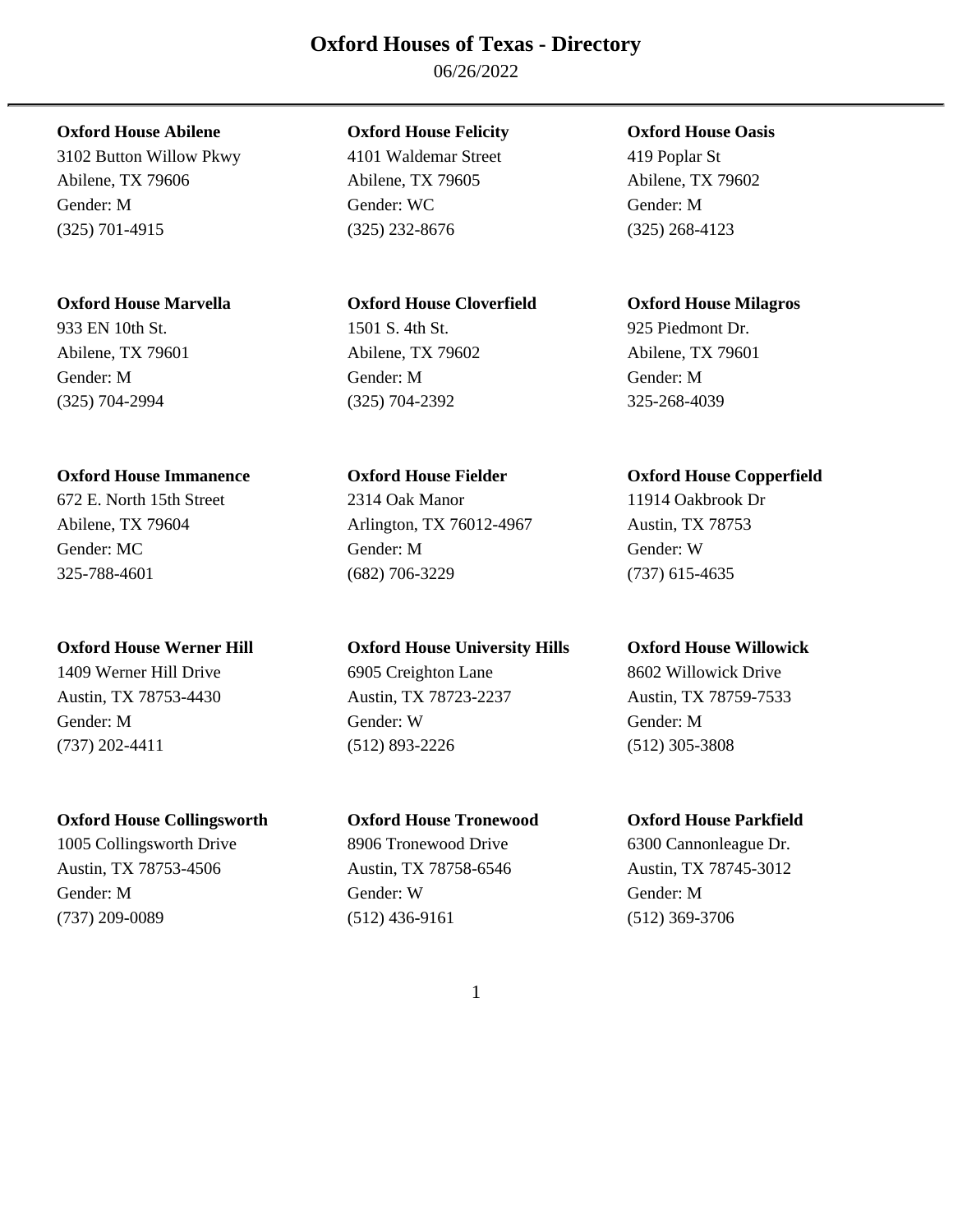# Oxford Houses of Texas - Directory

06/26/2022

**Oxford House Abilene**
3102 Button Willow Pkwy
Abilene, TX 79606
Gender: M
(325) 701-4915

**Oxford House Felicity**
4101 Waldemar Street
Abilene, TX 79605
Gender: WC
(325) 232-8676

**Oxford House Oasis**
419 Poplar St
Abilene, TX 79602
Gender: M
(325) 268-4123

**Oxford House Marvella**
933 EN 10th St.
Abilene, TX 79601
Gender: M
(325) 704-2994

**Oxford House Cloverfield**
1501 S. 4th St.
Abilene, TX 79602
Gender: M
(325) 704-2392

**Oxford House Milagros**
925 Piedmont Dr.
Abilene, TX 79601
Gender: M
325-268-4039

**Oxford House Immanence**
672 E. North 15th Street
Abilene, TX 79604
Gender: MC
325-788-4601

**Oxford House Fielder**
2314 Oak Manor
Arlington, TX 76012-4967
Gender: M
(682) 706-3229

**Oxford House Copperfield**
11914 Oakbrook Dr
Austin, TX 78753
Gender: W
(737) 615-4635

**Oxford House Werner Hill**
1409 Werner Hill Drive
Austin, TX 78753-4430
Gender: M
(737) 202-4411

**Oxford House University Hills**
6905 Creighton Lane
Austin, TX 78723-2237
Gender: W
(512) 893-2226

**Oxford House Willowick**
8602 Willowick Drive
Austin, TX 78759-7533
Gender: M
(512) 305-3808

**Oxford House Collingsworth**
1005 Collingsworth Drive
Austin, TX 78753-4506
Gender: M
(737) 209-0089

**Oxford House Tronewood**
8906 Tronewood Drive
Austin, TX 78758-6546
Gender: W
(512) 436-9161

**Oxford House Parkfield**
6300 Cannonleague Dr.
Austin, TX 78745-3012
Gender: M
(512) 369-3706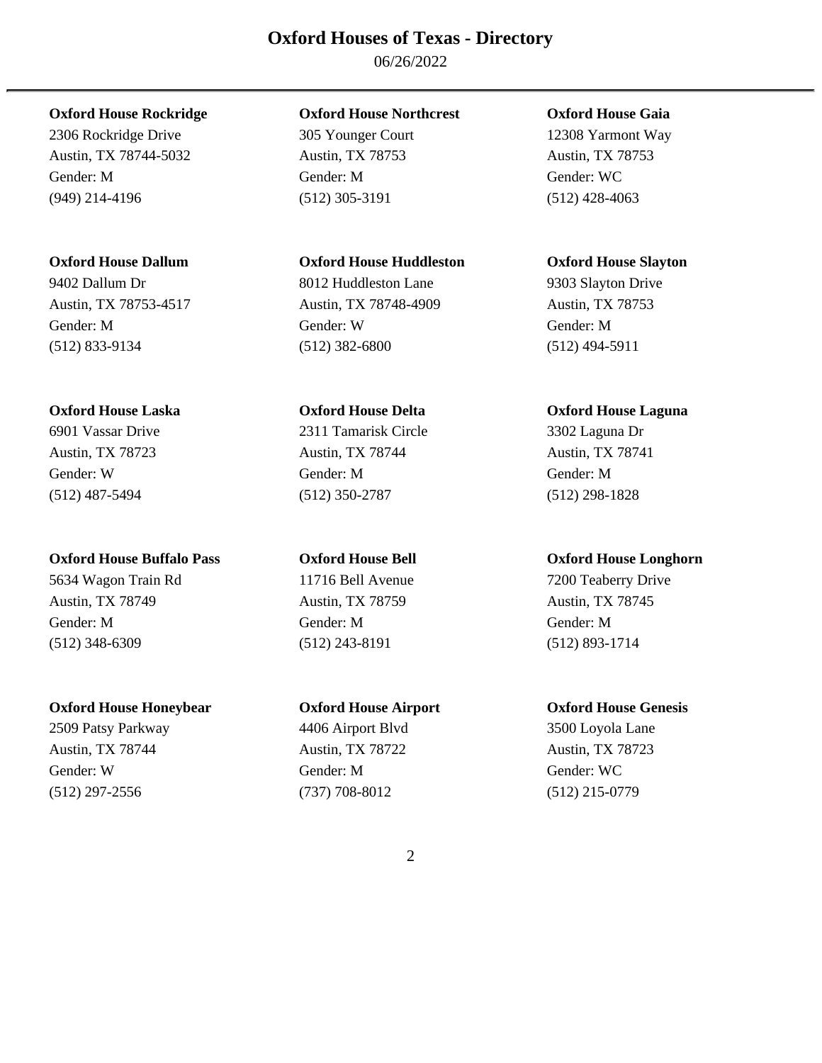# Oxford Houses of Texas - Directory

06/26/2022

**Oxford House Rockridge**
2306 Rockridge Drive
Austin, TX 78744-5032
Gender: M
(949) 214-4196

**Oxford House Northcrest**
305 Younger Court
Austin, TX 78753
Gender: M
(512) 305-3191

**Oxford House Gaia**
12308 Yarmont Way
Austin, TX 78753
Gender: WC
(512) 428-4063

**Oxford House Dallum**
9402 Dallum Dr
Austin, TX 78753-4517
Gender: M
(512) 833-9134

**Oxford House Huddleston**
8012 Huddleston Lane
Austin, TX 78748-4909
Gender: W
(512) 382-6800

**Oxford House Slayton**
9303 Slayton Drive
Austin, TX 78753
Gender: M
(512) 494-5911

**Oxford House Laska**
6901 Vassar Drive
Austin, TX 78723
Gender: W
(512) 487-5494

**Oxford House Delta**
2311 Tamarisk Circle
Austin, TX 78744
Gender: M
(512) 350-2787

**Oxford House Laguna**
3302 Laguna Dr
Austin, TX 78741
Gender: M
(512) 298-1828

**Oxford House Buffalo Pass**
5634 Wagon Train Rd
Austin, TX 78749
Gender: M
(512) 348-6309

**Oxford House Bell**
11716 Bell Avenue
Austin, TX 78759
Gender: M
(512) 243-8191

**Oxford House Longhorn**
7200 Teaberry Drive
Austin, TX 78745
Gender: M
(512) 893-1714

**Oxford House Honeybear**
2509 Patsy Parkway
Austin, TX 78744
Gender: W
(512) 297-2556

**Oxford House Airport**
4406 Airport Blvd
Austin, TX 78722
Gender: M
(737) 708-8012

**Oxford House Genesis**
3500 Loyola Lane
Austin, TX 78723
Gender: WC
(512) 215-0779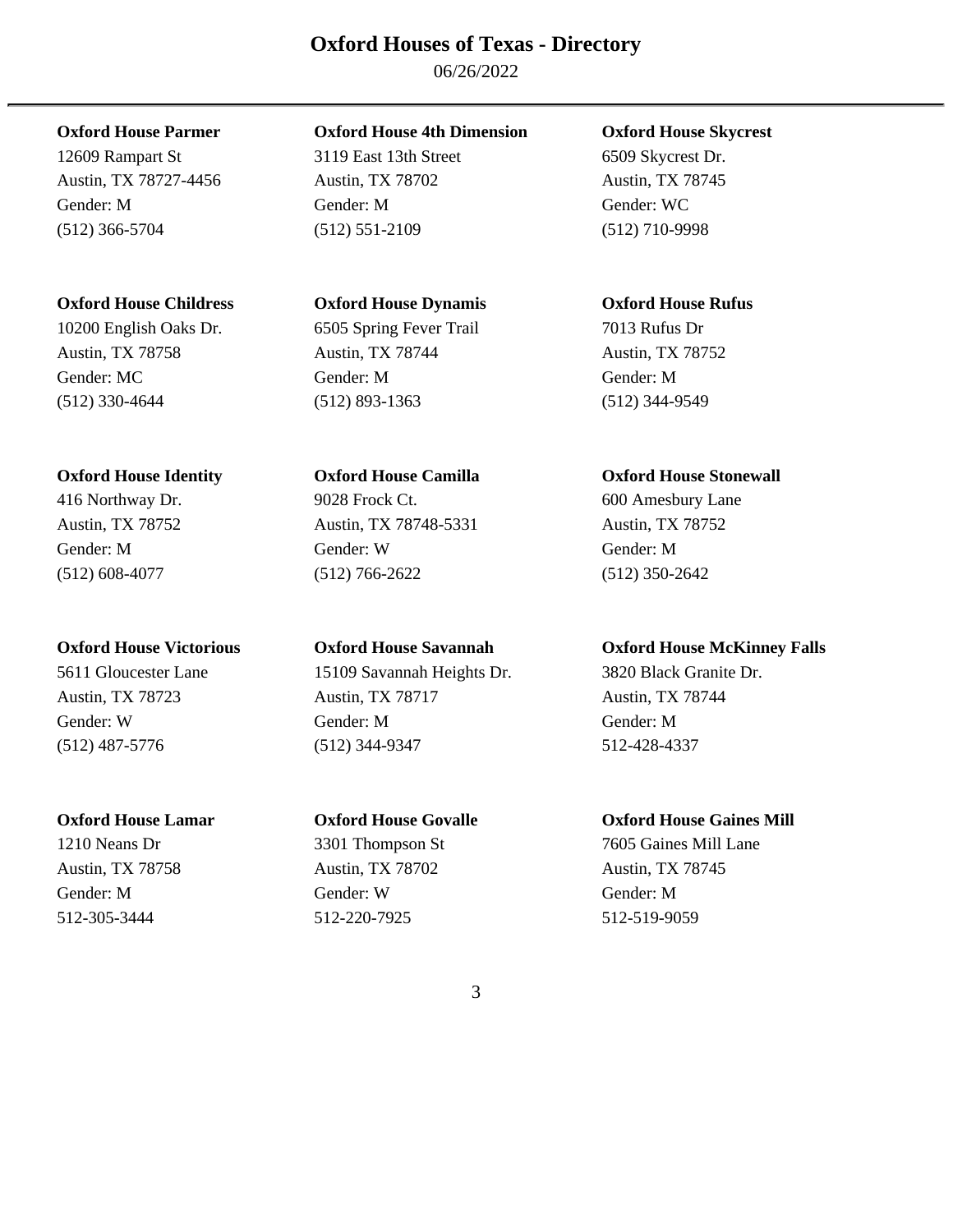# Oxford Houses of Texas - Directory

06/26/2022

**Oxford House Parmer**
12609 Rampart St
Austin, TX 78727-4456
Gender: M
(512) 366-5704

**Oxford House 4th Dimension**
3119 East 13th Street
Austin, TX 78702
Gender: M
(512) 551-2109

**Oxford House Skycrest**
6509 Skycrest Dr.
Austin, TX 78745
Gender: WC
(512) 710-9998

**Oxford House Childress**
10200 English Oaks Dr.
Austin, TX 78758
Gender: MC
(512) 330-4644

**Oxford House Dynamis**
6505 Spring Fever Trail
Austin, TX 78744
Gender: M
(512) 893-1363

**Oxford House Rufus**
7013 Rufus Dr
Austin, TX 78752
Gender: M
(512) 344-9549

**Oxford House Identity**
416 Northway Dr.
Austin, TX 78752
Gender: M
(512) 608-4077

**Oxford House Camilla**
9028 Frock Ct.
Austin, TX 78748-5331
Gender: W
(512) 766-2622

**Oxford House Stonewall**
600 Amesbury Lane
Austin, TX 78752
Gender: M
(512) 350-2642

**Oxford House Victorious**
5611 Gloucester Lane
Austin, TX 78723
Gender: W
(512) 487-5776

**Oxford House Savannah**
15109 Savannah Heights Dr.
Austin, TX 78717
Gender: M
(512) 344-9347

**Oxford House McKinney Falls**
3820 Black Granite Dr.
Austin, TX 78744
Gender: M
512-428-4337

**Oxford House Lamar**
1210 Neans Dr
Austin, TX 78758
Gender: M
512-305-3444

**Oxford House Govalle**
3301 Thompson St
Austin, TX 78702
Gender: W
512-220-7925

**Oxford House Gaines Mill**
7605 Gaines Mill Lane
Austin, TX 78745
Gender: M
512-519-9059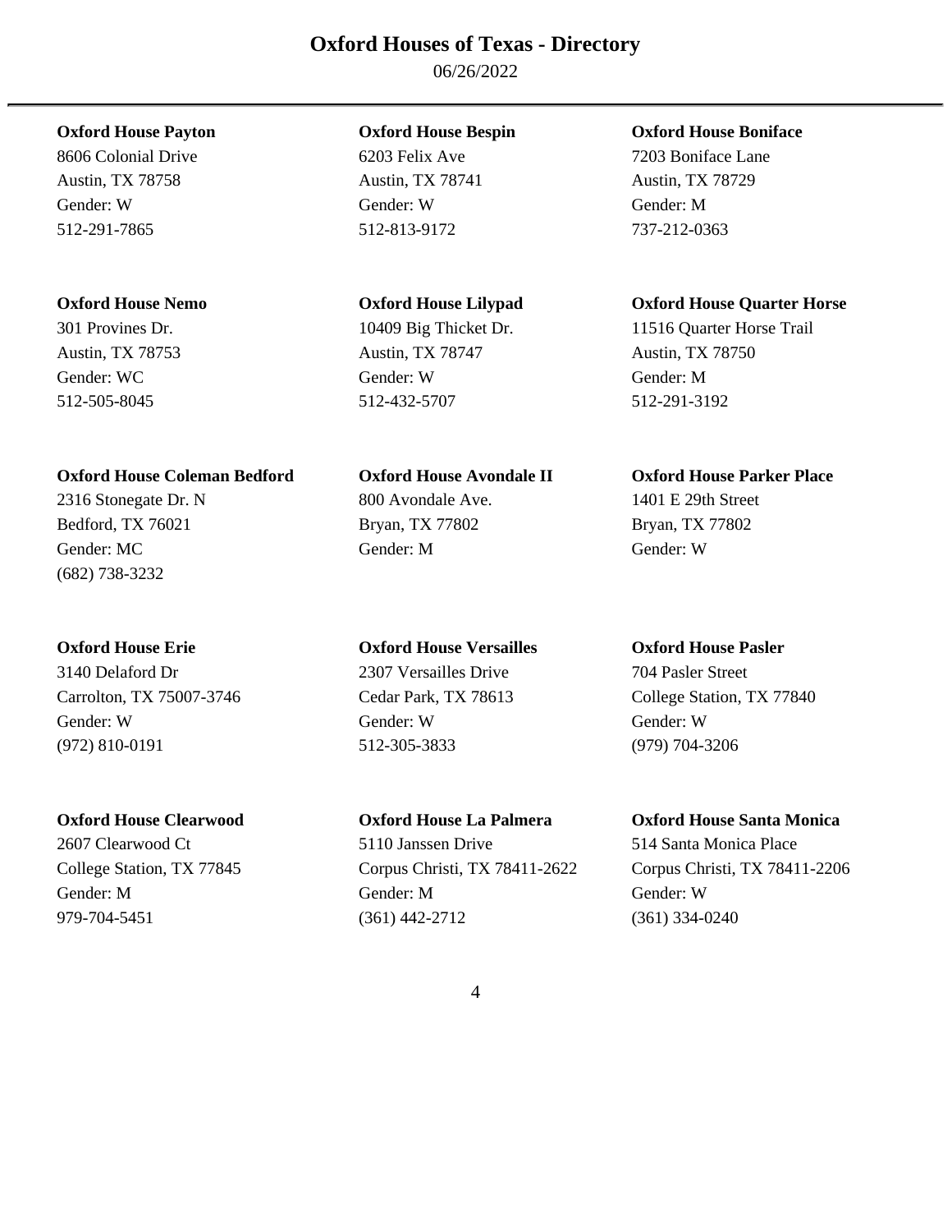**Oxford House Payton**
8606 Colonial Drive
Austin, TX 78758
Gender: W
512-291-7865

**Oxford House Bespin**
6203 Felix Ave
Austin, TX 78741
Gender: W
512-813-9172

**Oxford House Boniface**
7203 Boniface Lane
Austin, TX 78729
Gender: M
737-212-0363

**Oxford House Nemo**
301 Provines Dr.
Austin, TX 78753
Gender: WC
512-505-8045

**Oxford House Lilypad**
10409 Big Thicket Dr.
Austin, TX 78747
Gender: W
512-432-5707

**Oxford House Quarter Horse**
11516 Quarter Horse Trail
Austin, TX 78750
Gender: M
512-291-3192

**Oxford House Coleman Bedford**
2316 Stonegate Dr. N
Bedford, TX 76021
Gender: MC
(682) 738-3232

**Oxford House Avondale II**
800 Avondale Ave.
Bryan, TX 77802
Gender: M

**Oxford House Parker Place**
1401 E 29th Street
Bryan, TX 77802
Gender: W

**Oxford House Erie**
3140 Delaford Dr
Carrolton, TX 75007-3746
Gender: W
(972) 810-0191

**Oxford House Versailles**
2307 Versailles Drive
Cedar Park, TX 78613
Gender: W
512-305-3833

**Oxford House Pasler**
704 Pasler Street
College Station, TX 77840
Gender: W
(979) 704-3206

**Oxford House Clearwood**
2607 Clearwood Ct
College Station, TX 77845
Gender: M
979-704-5451

**Oxford House La Palmera**
5110 Janssen Drive
Corpus Christi, TX 78411-2622
Gender: M
(361) 442-2712

**Oxford House Santa Monica**
514 Santa Monica Place
Corpus Christi, TX 78411-2206
Gender: W
(361) 334-0240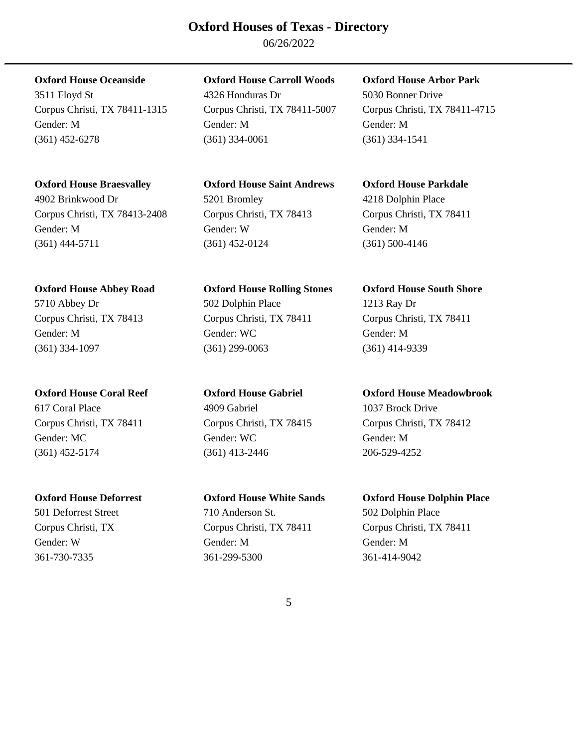# Oxford Houses of Texas - Directory

06/26/2022

**Oxford House Oceanside**
3511 Floyd St
Corpus Christi, TX 78411-1315
Gender: M
(361) 452-6278

**Oxford House Carroll Woods**
4326 Honduras Dr
Corpus Christi, TX 78411-5007
Gender: M
(361) 334-0061

**Oxford House Arbor Park**
5030 Bonner Drive
Corpus Christi, TX 78411-4715
Gender: M
(361) 334-1541

**Oxford House Braesvalley**
4902 Brinkwood Dr
Corpus Christi, TX 78413-2408
Gender: M
(361) 444-5711

**Oxford House Saint Andrews**
5201 Bromley
Corpus Christi, TX 78413
Gender: W
(361) 452-0124

**Oxford House Parkdale**
4218 Dolphin Place
Corpus Christi, TX 78411
Gender: M
(361) 500-4146

**Oxford House Abbey Road**
5710 Abbey Dr
Corpus Christi, TX 78413
Gender: M
(361) 334-1097

**Oxford House Rolling Stones**
502 Dolphin Place
Corpus Christi, TX 78411
Gender: WC
(361) 299-0063

**Oxford House South Shore**
1213 Ray Dr
Corpus Christi, TX 78411
Gender: M
(361) 414-9339

**Oxford House Coral Reef**
617 Coral Place
Corpus Christi, TX 78411
Gender: MC
(361) 452-5174

**Oxford House Gabriel**
4909 Gabriel
Corpus Christi, TX 78415
Gender: WC
(361) 413-2446

**Oxford House Meadowbrook**
1037 Brock Drive
Corpus Christi, TX 78412
Gender: M
206-529-4252

**Oxford House Deforrest**
501 Deforrest Street
Corpus Christi, TX
Gender: W
361-730-7335

**Oxford House White Sands**
710 Anderson St.
Corpus Christi, TX 78411
Gender: M
361-299-5300

**Oxford House Dolphin Place**
502 Dolphin Place
Corpus Christi, TX 78411
Gender: M
361-414-9042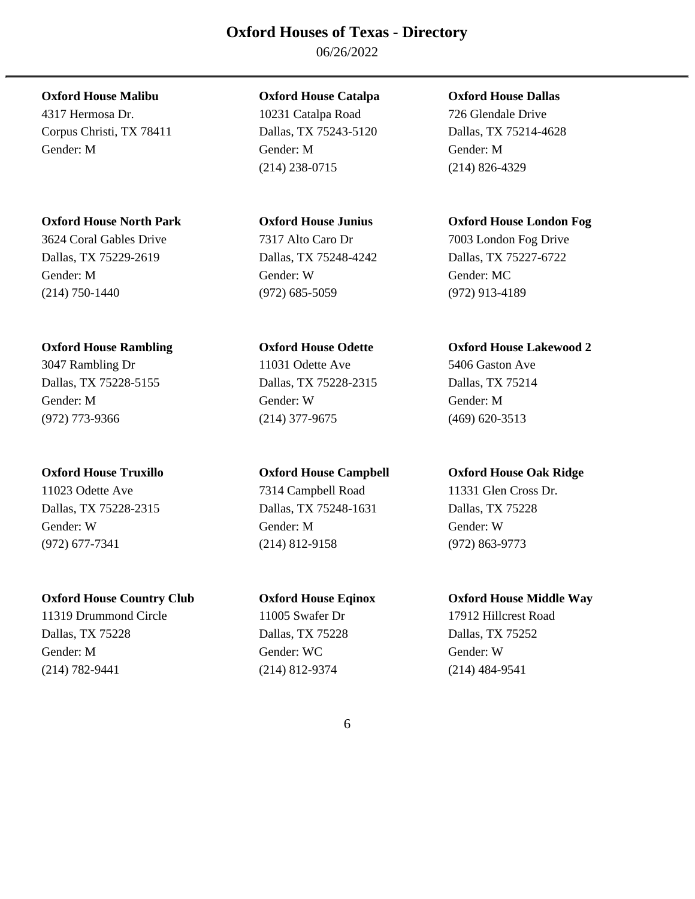# Oxford Houses of Texas - Directory

06/26/2022

**Oxford House Malibu**
4317 Hermosa Dr.
Corpus Christi, TX 78411
Gender: M

**Oxford House Catalpa**
10231 Catalpa Road
Dallas, TX 75243-5120
Gender: M
(214) 238-0715

**Oxford House Dallas**
726 Glendale Drive
Dallas, TX 75214-4628
Gender: M
(214) 826-4329

**Oxford House North Park**
3624 Coral Gables Drive
Dallas, TX 75229-2619
Gender: M
(214) 750-1440

**Oxford House Junius**
7317 Alto Caro Dr
Dallas, TX 75248-4242
Gender: W
(972) 685-5059

**Oxford House London Fog**
7003 London Fog Drive
Dallas, TX 75227-6722
Gender: MC
(972) 913-4189

**Oxford House Rambling**
3047 Rambling Dr
Dallas, TX 75228-5155
Gender: M
(972) 773-9366

**Oxford House Odette**
11031 Odette Ave
Dallas, TX 75228-2315
Gender: W
(214) 377-9675

**Oxford House Lakewood 2**
5406 Gaston Ave
Dallas, TX 75214
Gender: M
(469) 620-3513

**Oxford House Truxillo**
11023 Odette Ave
Dallas, TX 75228-2315
Gender: W
(972) 677-7341

**Oxford House Campbell**
7314 Campbell Road
Dallas, TX 75248-1631
Gender: M
(214) 812-9158

**Oxford House Oak Ridge**
11331 Glen Cross Dr.
Dallas, TX 75228
Gender: W
(972) 863-9773

**Oxford House Country Club**
11319 Drummond Circle
Dallas, TX 75228
Gender: M
(214) 782-9441

**Oxford House Eqinox**
11005 Swafer Dr
Dallas, TX 75228
Gender: WC
(214) 812-9374

**Oxford House Middle Way**
17912 Hillcrest Road
Dallas, TX 75252
Gender: W
(214) 484-9541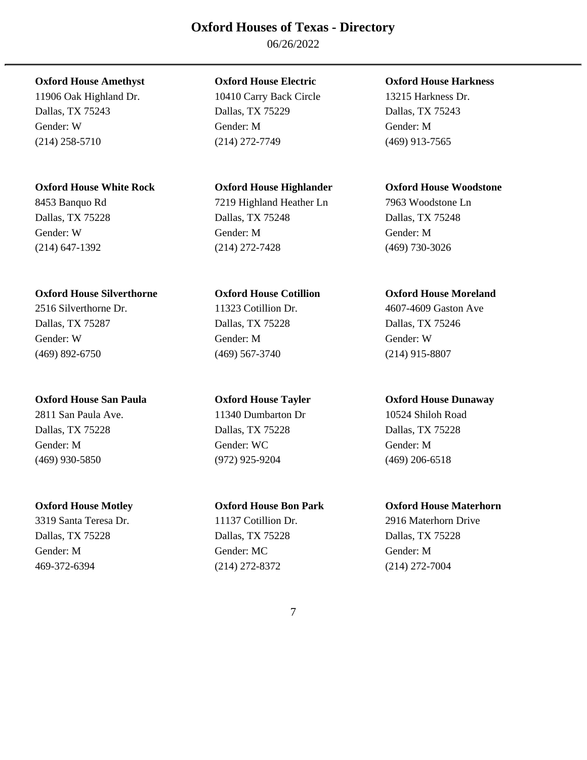# Oxford Houses of Texas - Directory

06/26/2022

---

**Oxford House Amethyst**
11906 Oak Highland Dr.
Dallas, TX 75243
Gender: W
(214) 258-5710

**Oxford House Electric**
10410 Carry Back Circle
Dallas, TX 75229
Gender: M
(214) 272-7749

**Oxford House Harkness**
13215 Harkness Dr.
Dallas, TX 75243
Gender: M
(469) 913-7565

**Oxford House White Rock**
8453 Banquo Rd
Dallas, TX 75228
Gender: W
(214) 647-1392

**Oxford House Highlander**
7219 Highland Heather Ln
Dallas, TX 75248
Gender: M
(214) 272-7428

**Oxford House Woodstone**
7963 Woodstone Ln
Dallas, TX 75248
Gender: M
(469) 730-3026

**Oxford House Silverthorne**
2516 Silverthorne Dr.
Dallas, TX 75287
Gender: W
(469) 892-6750

**Oxford House Cotillion**
11323 Cotillion Dr.
Dallas, TX 75228
Gender: M
(469) 567-3740

**Oxford House Moreland**
4607-4609 Gaston Ave
Dallas, TX 75246
Gender: W
(214) 915-8807

**Oxford House San Paula**
2811 San Paula Ave.
Dallas, TX 75228
Gender: M
(469) 930-5850

**Oxford House Tayler**
11340 Dumbarton Dr
Dallas, TX 75228
Gender: WC
(972) 925-9204

**Oxford House Dunaway**
10524 Shiloh Road
Dallas, TX 75228
Gender: M
(469) 206-6518

**Oxford House Motley**
3319 Santa Teresa Dr.
Dallas, TX 75228
Gender: M
469-372-6394

**Oxford House Bon Park**
11137 Cotillion Dr.
Dallas, TX 75228
Gender: MC
(214) 272-8372

**Oxford House Materhorn**
2916 Materhorn Drive
Dallas, TX 75228
Gender: M
(214) 272-7004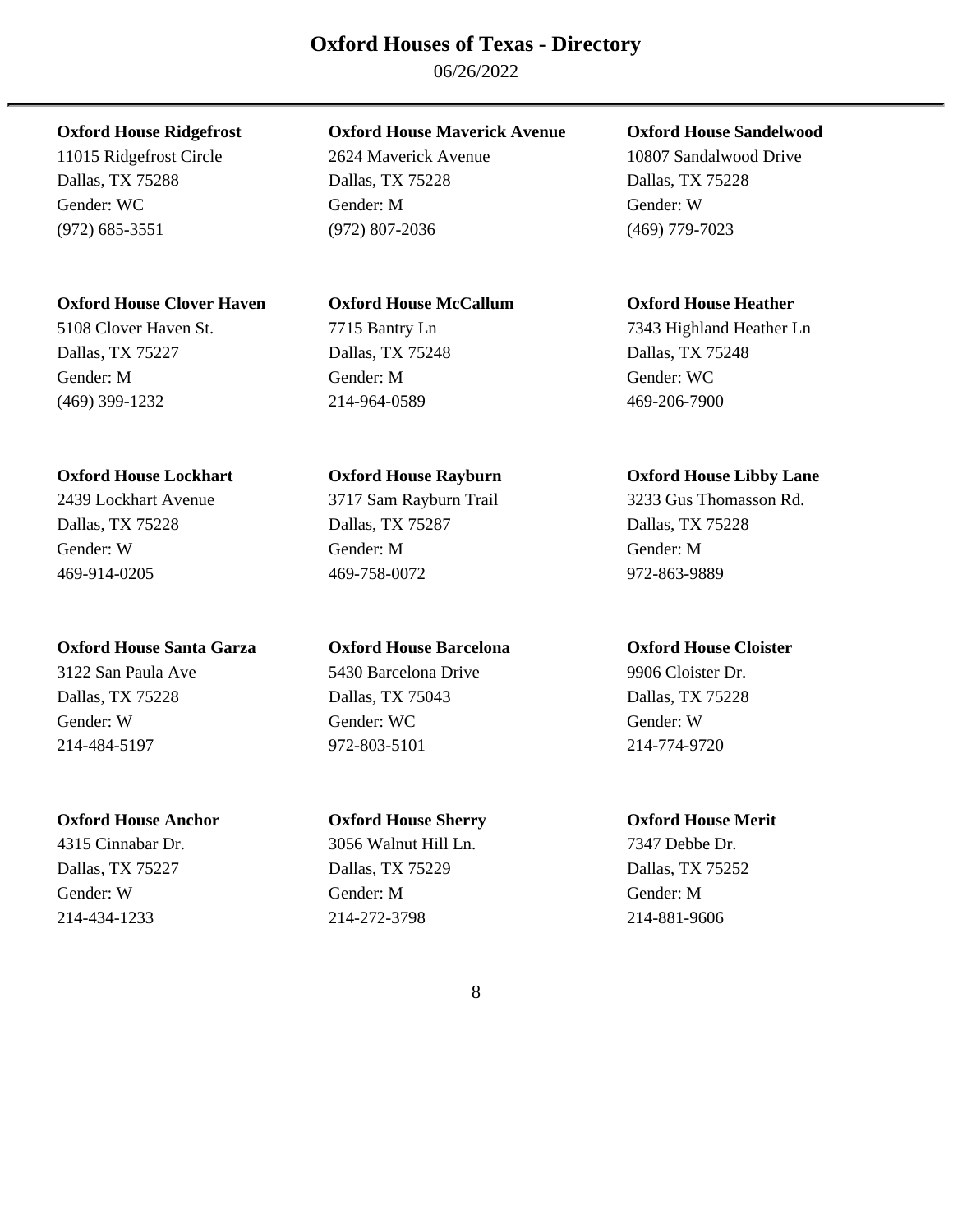# Oxford Houses of Texas - Directory

06/26/2022

**Oxford House Ridgefrost**
11015 Ridgefrost Circle
Dallas, TX 75288
Gender: WC
(972) 685-3551

**Oxford House Maverick Avenue**
2624 Maverick Avenue
Dallas, TX 75228
Gender: M
(972) 807-2036

**Oxford House Sandelwood**
10807 Sandalwood Drive
Dallas, TX 75228
Gender: W
(469) 779-7023

**Oxford House Clover Haven**
5108 Clover Haven St.
Dallas, TX 75227
Gender: M
(469) 399-1232

**Oxford House McCallum**
7715 Bantry Ln
Dallas, TX 75248
Gender: M
214-964-0589

**Oxford House Heather**
7343 Highland Heather Ln
Dallas, TX 75248
Gender: WC
469-206-7900

**Oxford House Lockhart**
2439 Lockhart Avenue
Dallas, TX 75228
Gender: W
469-914-0205

**Oxford House Rayburn**
3717 Sam Rayburn Trail
Dallas, TX 75287
Gender: M
469-758-0072

**Oxford House Libby Lane**
3233 Gus Thomasson Rd.
Dallas, TX 75228
Gender: M
972-863-9889

**Oxford House Santa Garza**
3122 San Paula Ave
Dallas, TX 75228
Gender: W
214-484-5197

**Oxford House Barcelona**
5430 Barcelona Drive
Dallas, TX 75043
Gender: WC
972-803-5101

**Oxford House Cloister**
9906 Cloister Dr.
Dallas, TX 75228
Gender: W
214-774-9720

**Oxford House Anchor**
4315 Cinnabar Dr.
Dallas, TX 75227
Gender: W
214-434-1233

**Oxford House Sherry**
3056 Walnut Hill Ln.
Dallas, TX 75229
Gender: M
214-272-3798

**Oxford House Merit**
7347 Debbe Dr.
Dallas, TX 75252
Gender: M
214-881-9606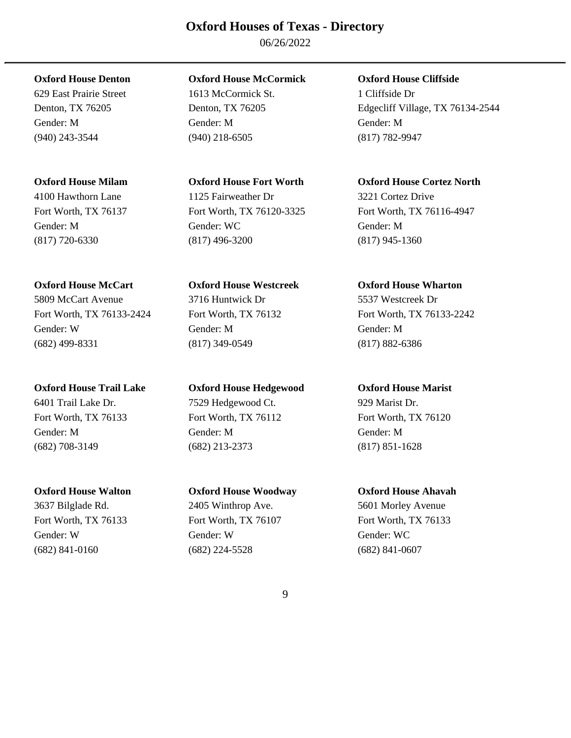# Oxford Houses of Texas - Directory

06/26/2022

**Oxford House Denton**
629 East Prairie Street
Denton, TX 76205
Gender: M
(940) 243-3544

**Oxford House McCormick**
1613 McCormick St.
Denton, TX 76205
Gender: M
(940) 218-6505

**Oxford House Cliffside**
1 Cliffside Dr
Edgecliff Village, TX 76134-2544
Gender: M
(817) 782-9947

**Oxford House Milam**
4100 Hawthorn Lane
Fort Worth, TX 76137
Gender: M
(817) 720-6330

**Oxford House Fort Worth**
1125 Fairweather Dr
Fort Worth, TX 76120-3325
Gender: WC
(817) 496-3200

**Oxford House Cortez North**
3221 Cortez Drive
Fort Worth, TX 76116-4947
Gender: M
(817) 945-1360

**Oxford House McCart**
5809 McCart Avenue
Fort Worth, TX 76133-2424
Gender: W
(682) 499-8331

**Oxford House Westcreek**
3716 Huntwick Dr
Fort Worth, TX 76132
Gender: M
(817) 349-0549

**Oxford House Wharton**
5537 Westcreek Dr
Fort Worth, TX 76133-2242
Gender: M
(817) 882-6386

**Oxford House Trail Lake**
6401 Trail Lake Dr.
Fort Worth, TX 76133
Gender: M
(682) 708-3149

**Oxford House Hedgewood**
7529 Hedgewood Ct.
Fort Worth, TX 76112
Gender: M
(682) 213-2373

**Oxford House Marist**
929 Marist Dr.
Fort Worth, TX 76120
Gender: M
(817) 851-1628

**Oxford House Walton**
3637 Bilglade Rd.
Fort Worth, TX 76133
Gender: W
(682) 841-0160

**Oxford House Woodway**
2405 Winthrop Ave.
Fort Worth, TX 76107
Gender: W
(682) 224-5528

**Oxford House Ahavah**
5601 Morley Avenue
Fort Worth, TX 76133
Gender: WC
(682) 841-0607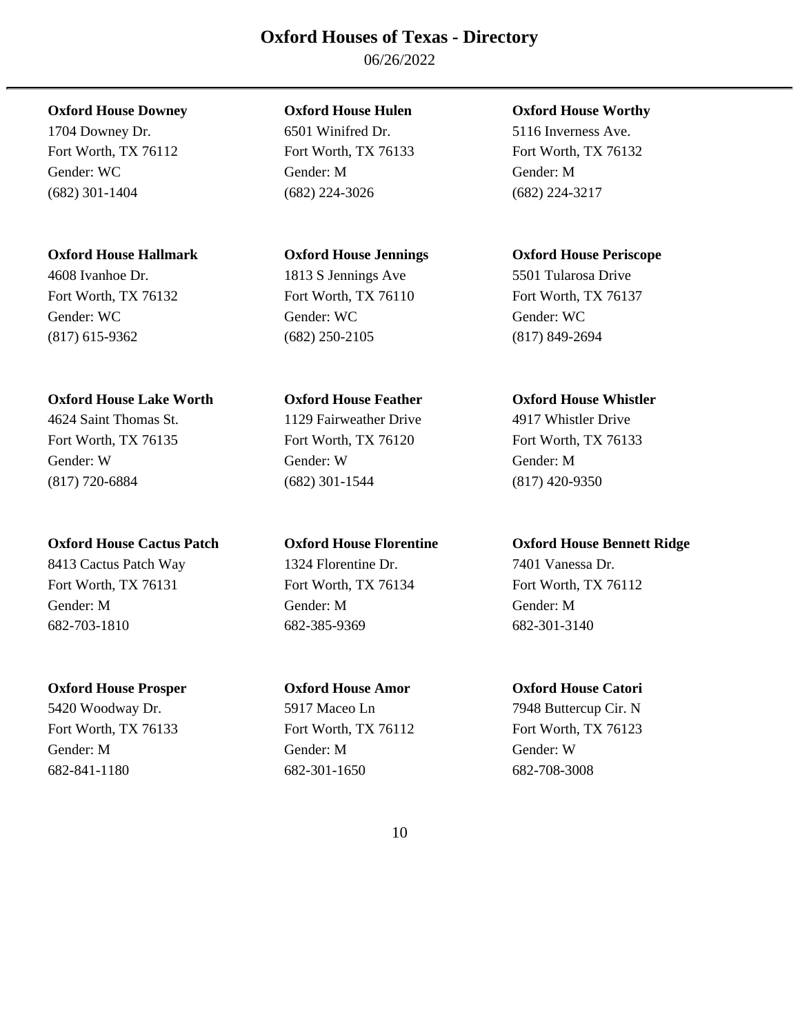## Oxford Houses of Texas - Directory

06/26/2022

**Oxford House Downey**
1704 Downey Dr.
Fort Worth, TX 76112
Gender: WC
(682) 301-1404

**Oxford House Hulen**
6501 Winifred Dr.
Fort Worth, TX 76133
Gender: M
(682) 224-3026

**Oxford House Worthy**
5116 Inverness Ave.
Fort Worth, TX 76132
Gender: M
(682) 224-3217

**Oxford House Hallmark**
4608 Ivanhoe Dr.
Fort Worth, TX 76132
Gender: WC
(817) 615-9362

**Oxford House Jennings**
1813 S Jennings Ave
Fort Worth, TX 76110
Gender: WC
(682) 250-2105

**Oxford House Periscope**
5501 Tularosa Drive
Fort Worth, TX 76137
Gender: WC
(817) 849-2694

**Oxford House Lake Worth**
4624 Saint Thomas St.
Fort Worth, TX 76135
Gender: W
(817) 720-6884

**Oxford House Feather**
1129 Fairweather Drive
Fort Worth, TX 76120
Gender: W
(682) 301-1544

**Oxford House Whistler**
4917 Whistler Drive
Fort Worth, TX 76133
Gender: M
(817) 420-9350

**Oxford House Cactus Patch**
8413 Cactus Patch Way
Fort Worth, TX 76131
Gender: M
682-703-1810

**Oxford House Florentine**
1324 Florentine Dr.
Fort Worth, TX 76134
Gender: M
682-385-9369

**Oxford House Bennett Ridge**
7401 Vanessa Dr.
Fort Worth, TX 76112
Gender: M
682-301-3140

**Oxford House Prosper**
5420 Woodway Dr.
Fort Worth, TX 76133
Gender: M
682-841-1180

**Oxford House Amor**
5917 Maceo Ln
Fort Worth, TX 76112
Gender: M
682-301-1650

**Oxford House Catori**
7948 Buttercup Cir. N
Fort Worth, TX 76123
Gender: W
682-708-3008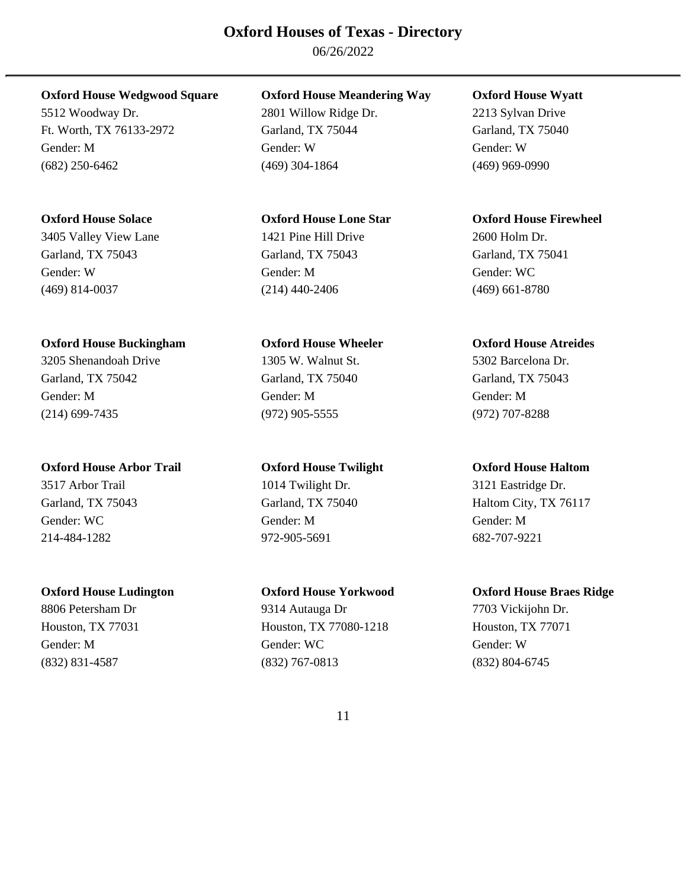**Oxford House Wedgwood Square**
5512 Woodway Dr.
Ft. Worth, TX 76133-2972
Gender: M
(682) 250-6462

**Oxford House Meandering Way**
2801 Willow Ridge Dr.
Garland, TX 75044
Gender: W
(469) 304-1864

**Oxford House Wyatt**
2213 Sylvan Drive
Garland, TX 75040
Gender: W
(469) 969-0990

**Oxford House Solace**
3405 Valley View Lane
Garland, TX 75043
Gender: W
(469) 814-0037

**Oxford House Lone Star**
1421 Pine Hill Drive
Garland, TX 75043
Gender: M
(214) 440-2406

**Oxford House Firewheel**
2600 Holm Dr.
Garland, TX 75041
Gender: WC
(469) 661-8780

**Oxford House Buckingham**
3205 Shenandoah Drive
Garland, TX 75042
Gender: M
(214) 699-7435

**Oxford House Wheeler**
1305 W. Walnut St.
Garland, TX 75040
Gender: M
(972) 905-5555

**Oxford House Atreides**
5302 Barcelona Dr.
Garland, TX 75043
Gender: M
(972) 707-8288

**Oxford House Arbor Trail**
3517 Arbor Trail
Garland, TX 75043
Gender: WC
214-484-1282

**Oxford House Twilight**
1014 Twilight Dr.
Garland, TX 75040
Gender: M
972-905-5691

**Oxford House Haltom**
3121 Eastridge Dr.
Haltom City, TX 76117
Gender: M
682-707-9221

**Oxford House Ludington**
8806 Petersham Dr
Houston, TX 77031
Gender: M
(832) 831-4587

**Oxford House Yorkwood**
9314 Autauga Dr
Houston, TX 77080-1218
Gender: WC
(832) 767-0813

**Oxford House Braes Ridge**
7703 Vickijohn Dr.
Houston, TX 77071
Gender: W
(832) 804-6745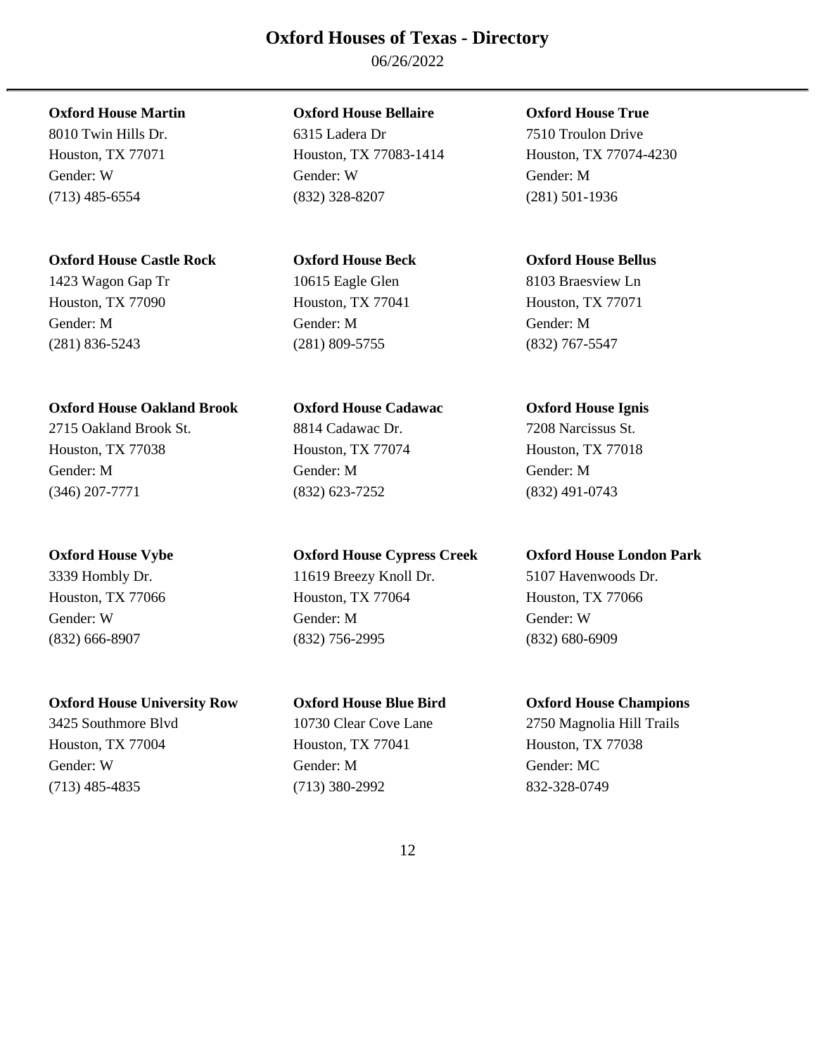# Oxford Houses of Texas - Directory

06/26/2022

**Oxford House Martin**
8010 Twin Hills Dr.
Houston, TX 77071
Gender: W
(713) 485-6554

**Oxford House Bellaire**
6315 Ladera Dr
Houston, TX 77083-1414
Gender: W
(832) 328-8207

**Oxford House True**
7510 Troulon Drive
Houston, TX 77074-4230
Gender: M
(281) 501-1936

**Oxford House Castle Rock**
1423 Wagon Gap Tr
Houston, TX 77090
Gender: M
(281) 836-5243

**Oxford House Beck**
10615 Eagle Glen
Houston, TX 77041
Gender: M
(281) 809-5755

**Oxford House Bellus**
8103 Braesview Ln
Houston, TX 77071
Gender: M
(832) 767-5547

**Oxford House Oakland Brook**
2715 Oakland Brook St.
Houston, TX 77038
Gender: M
(346) 207-7771

**Oxford House Cadawac**
8814 Cadawac Dr.
Houston, TX 77074
Gender: M
(832) 623-7252

**Oxford House Ignis**
7208 Narcissus St.
Houston, TX 77018
Gender: M
(832) 491-0743

**Oxford House Vybe**
3339 Hombly Dr.
Houston, TX 77066
Gender: W
(832) 666-8907

**Oxford House Cypress Creek**
11619 Breezy Knoll Dr.
Houston, TX 77064
Gender: M
(832) 756-2995

**Oxford House London Park**
5107 Havenwoods Dr.
Houston, TX 77066
Gender: W
(832) 680-6909

**Oxford House University Row**
3425 Southmore Blvd
Houston, TX 77004
Gender: W
(713) 485-4835

**Oxford House Blue Bird**
10730 Clear Cove Lane
Houston, TX 77041
Gender: M
(713) 380-2992

**Oxford House Champions**
2750 Magnolia Hill Trails
Houston, TX 77038
Gender: MC
832-328-0749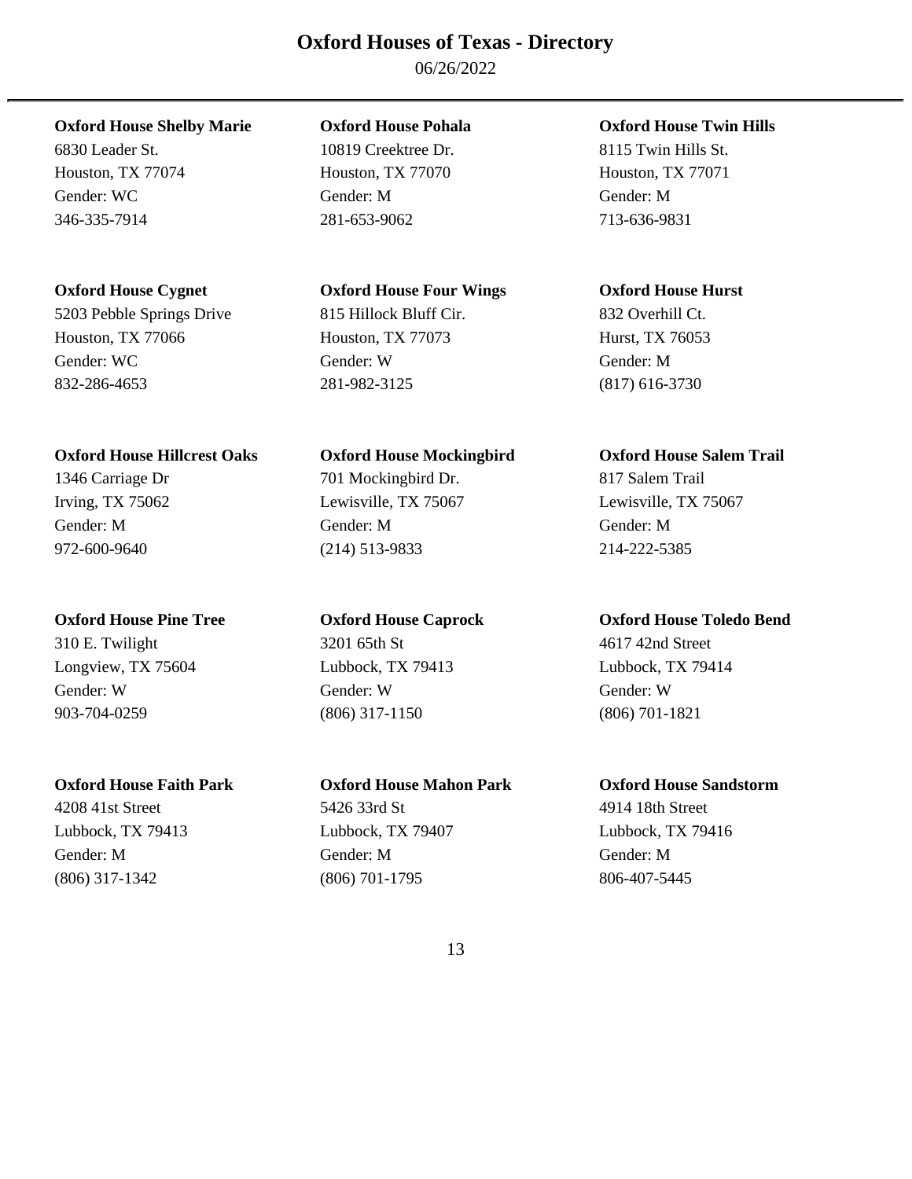**Oxford House Shelby Marie**
6830 Leader St.
Houston, TX 77074
Gender: WC
346-335-7914

**Oxford House Pohala**
10819 Creektree Dr.
Houston, TX 77070
Gender: M
281-653-9062

**Oxford House Twin Hills**
8115 Twin Hills St.
Houston, TX 77071
Gender: M
713-636-9831

**Oxford House Cygnet**
5203 Pebble Springs Drive
Houston, TX 77066
Gender: WC
832-286-4653

**Oxford House Four Wings**
815 Hillock Bluff Cir.
Houston, TX 77073
Gender: W
281-982-3125

**Oxford House Hurst**
832 Overhill Ct.
Hurst, TX 76053
Gender: M
(817) 616-3730

**Oxford House Hillcrest Oaks**
1346 Carriage Dr
Irving, TX 75062
Gender: M
972-600-9640

**Oxford House Mockingbird**
701 Mockingbird Dr.
Lewisville, TX 75067
Gender: M
(214) 513-9833

**Oxford House Salem Trail**
817 Salem Trail
Lewisville, TX 75067
Gender: M
214-222-5385

**Oxford House Pine Tree**
310 E. Twilight
Longview, TX 75604
Gender: W
903-704-0259

**Oxford House Caprock**
3201 65th St
Lubbock, TX 79413
Gender: W
(806) 317-1150

**Oxford House Toledo Bend**
4617 42nd Street
Lubbock, TX 79414
Gender: W
(806) 701-1821

**Oxford House Faith Park**
4208 41st Street
Lubbock, TX 79413
Gender: M
(806) 317-1342

**Oxford House Mahon Park**
5426 33rd St
Lubbock, TX 79407
Gender: M
(806) 701-1795

**Oxford House Sandstorm**
4914 18th Street
Lubbock, TX 79416
Gender: M
806-407-5445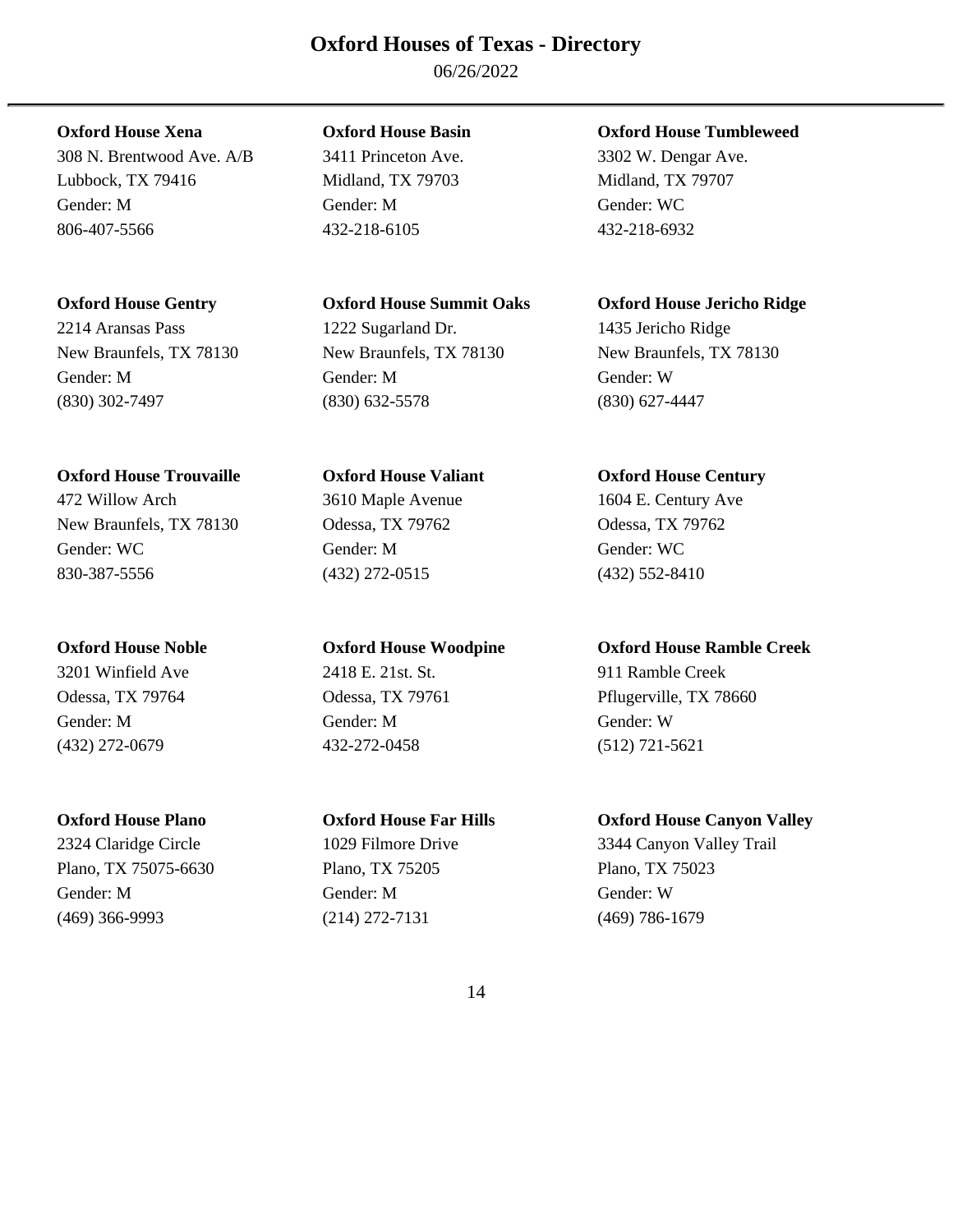# Oxford Houses of Texas - Directory

06/26/2022

**Oxford House Xena**
308 N. Brentwood Ave. A/B
Lubbock, TX 79416
Gender: M
806-407-5566

**Oxford House Basin**
3411 Princeton Ave.
Midland, TX 79703
Gender: M
432-218-6105

**Oxford House Tumbleweed**
3302 W. Dengar Ave.
Midland, TX 79707
Gender: WC
432-218-6932

**Oxford House Gentry**
2214 Aransas Pass
New Braunfels, TX 78130
Gender: M
(830) 302-7497

**Oxford House Summit Oaks**
1222 Sugarland Dr.
New Braunfels, TX 78130
Gender: M
(830) 632-5578

**Oxford House Jericho Ridge**
1435 Jericho Ridge
New Braunfels, TX 78130
Gender: W
(830) 627-4447

**Oxford House Trouvaille**
472 Willow Arch
New Braunfels, TX 78130
Gender: WC
830-387-5556

**Oxford House Valiant**
3610 Maple Avenue
Odessa, TX 79762
Gender: M
(432) 272-0515

**Oxford House Century**
1604 E. Century Ave
Odessa, TX 79762
Gender: WC
(432) 552-8410

**Oxford House Noble**
3201 Winfield Ave
Odessa, TX 79764
Gender: M
(432) 272-0679

**Oxford House Woodpine**
2418 E. 21st. St.
Odessa, TX 79761
Gender: M
432-272-0458

**Oxford House Ramble Creek**
911 Ramble Creek
Pflugerville, TX 78660
Gender: W
(512) 721-5621

**Oxford House Plano**
2324 Claridge Circle
Plano, TX 75075-6630
Gender: M
(469) 366-9993

**Oxford House Far Hills**
1029 Filmore Drive
Plano, TX 75205
Gender: M
(214) 272-7131

**Oxford House Canyon Valley**
3344 Canyon Valley Trail
Plano, TX 75023
Gender: W
(469) 786-1679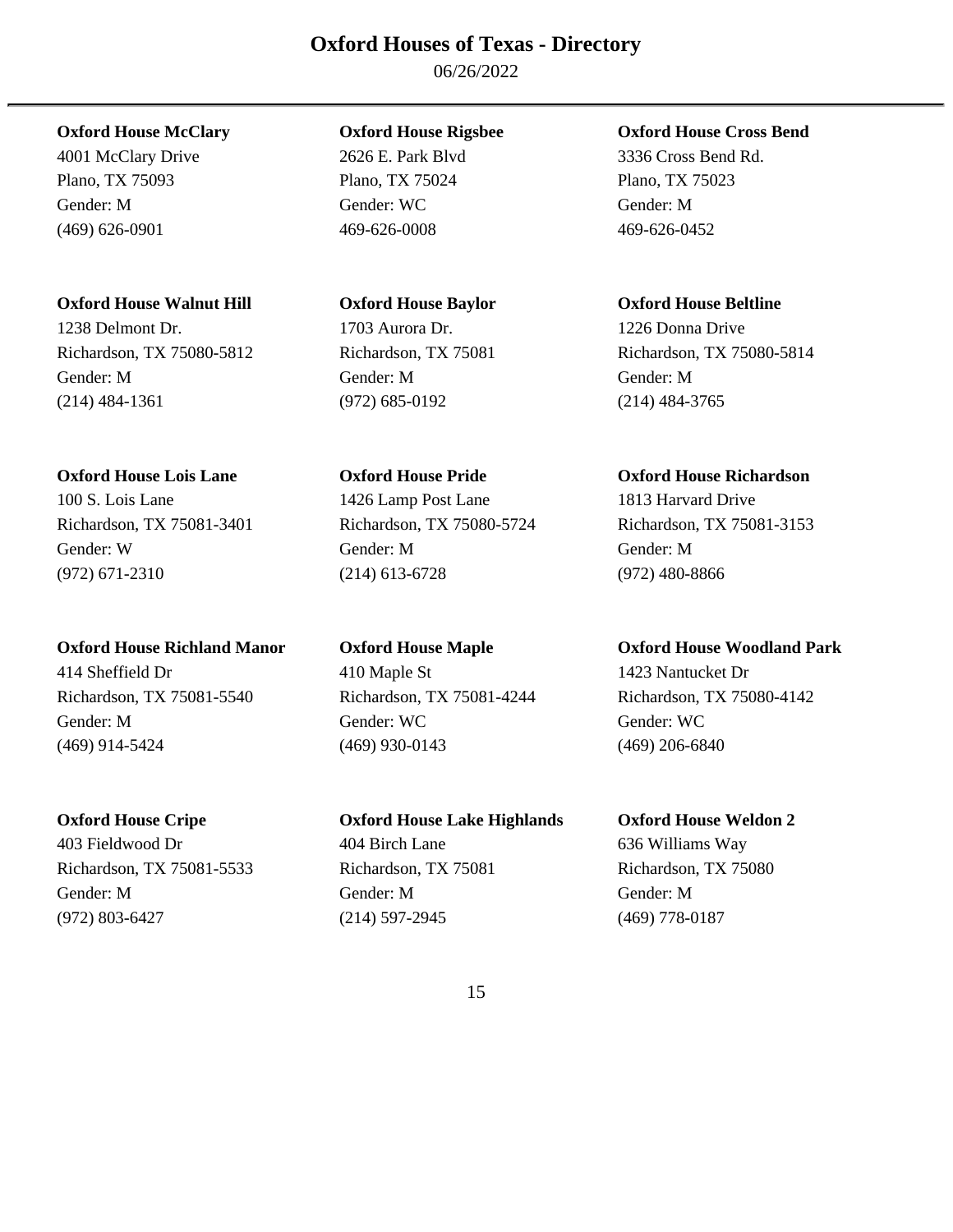# Oxford Houses of Texas - Directory

06/26/2022

**Oxford House McClary**
4001 McClary Drive
Plano, TX 75093
Gender: M
(469) 626-0901

**Oxford House Rigsbee**
2626 E. Park Blvd
Plano, TX 75024
Gender: WC
469-626-0008

**Oxford House Cross Bend**
3336 Cross Bend Rd.
Plano, TX 75023
Gender: M
469-626-0452

**Oxford House Walnut Hill**
1238 Delmont Dr.
Richardson, TX 75080-5812
Gender: M
(214) 484-1361

**Oxford House Baylor**
1703 Aurora Dr.
Richardson, TX 75081
Gender: M
(972) 685-0192

**Oxford House Beltline**
1226 Donna Drive
Richardson, TX 75080-5814
Gender: M
(214) 484-3765

**Oxford House Lois Lane**
100 S. Lois Lane
Richardson, TX 75081-3401
Gender: W
(972) 671-2310

**Oxford House Pride**
1426 Lamp Post Lane
Richardson, TX 75080-5724
Gender: M
(214) 613-6728

**Oxford House Richardson**
1813 Harvard Drive
Richardson, TX 75081-3153
Gender: M
(972) 480-8866

**Oxford House Richland Manor**
414 Sheffield Dr
Richardson, TX 75081-5540
Gender: M
(469) 914-5424

**Oxford House Maple**
410 Maple St
Richardson, TX 75081-4244
Gender: WC
(469) 930-0143

**Oxford House Woodland Park**
1423 Nantucket Dr
Richardson, TX 75080-4142
Gender: WC
(469) 206-6840

**Oxford House Cripe**
403 Fieldwood Dr
Richardson, TX 75081-5533
Gender: M
(972) 803-6427

**Oxford House Lake Highlands**
404 Birch Lane
Richardson, TX 75081
Gender: M
(214) 597-2945

**Oxford House Weldon 2**
636 Williams Way
Richardson, TX 75080
Gender: M
(469) 778-0187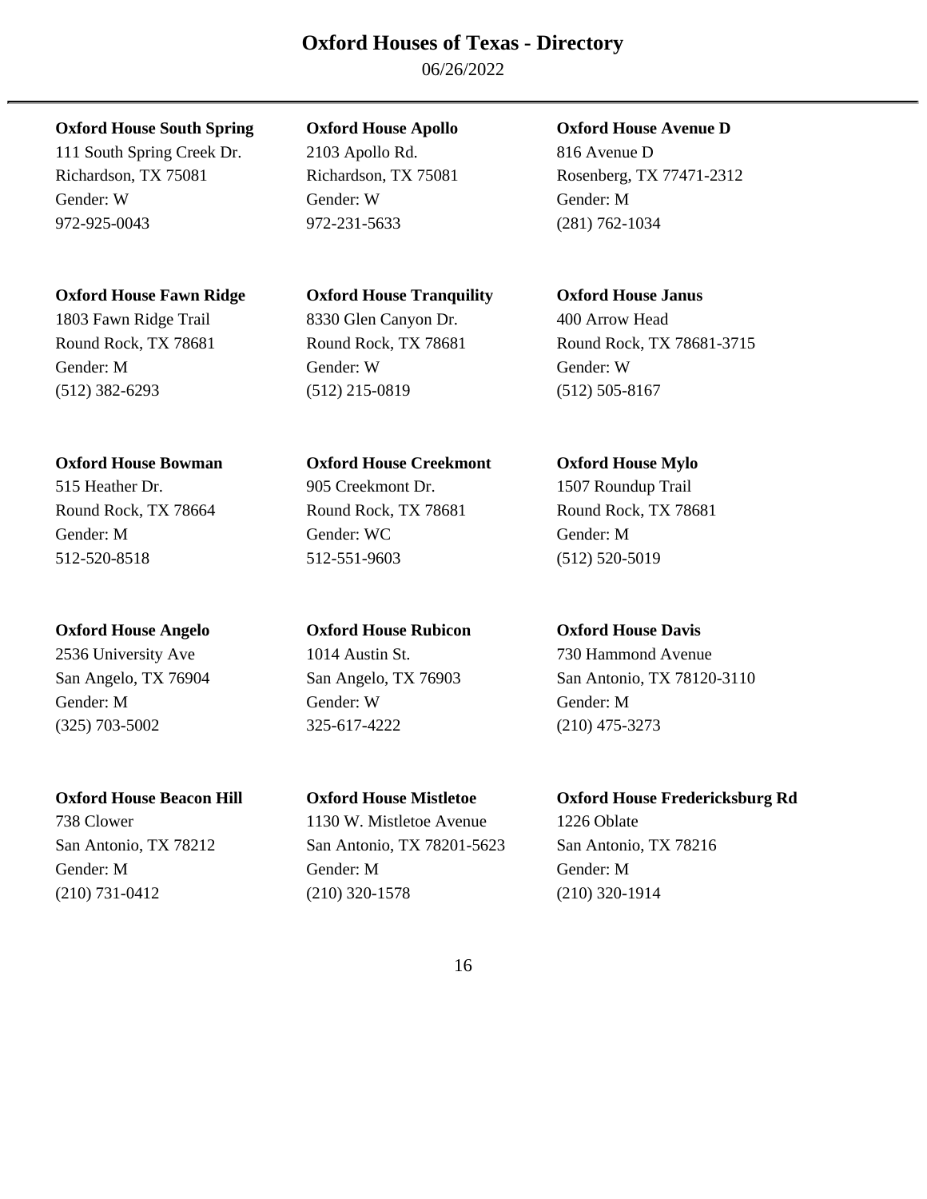# Oxford Houses of Texas - Directory

06/26/2022

**Oxford House South Spring**
111 South Spring Creek Dr.
Richardson, TX 75081
Gender: W
972-925-0043

**Oxford House Apollo**
2103 Apollo Rd.
Richardson, TX 75081
Gender: W
972-231-5633

**Oxford House Avenue D**
816 Avenue D
Rosenberg, TX 77471-2312
Gender: M
(281) 762-1034

**Oxford House Fawn Ridge**
1803 Fawn Ridge Trail
Round Rock, TX 78681
Gender: M
(512) 382-6293

**Oxford House Tranquility**
8330 Glen Canyon Dr.
Round Rock, TX 78681
Gender: W
(512) 215-0819

**Oxford House Janus**
400 Arrow Head
Round Rock, TX 78681-3715
Gender: W
(512) 505-8167

**Oxford House Bowman**
515 Heather Dr.
Round Rock, TX 78664
Gender: M
512-520-8518

**Oxford House Creekmont**
905 Creekmont Dr.
Round Rock, TX 78681
Gender: WC
512-551-9603

**Oxford House Mylo**
1507 Roundup Trail
Round Rock, TX 78681
Gender: M
(512) 520-5019

**Oxford House Angelo**
2536 University Ave
San Angelo, TX 76904
Gender: M
(325) 703-5002

**Oxford House Rubicon**
1014 Austin St.
San Angelo, TX 76903
Gender: W
325-617-4222

**Oxford House Davis**
730 Hammond Avenue
San Antonio, TX 78120-3110
Gender: M
(210) 475-3273

**Oxford House Beacon Hill**
738 Clower
San Antonio, TX 78212
Gender: M
(210) 731-0412

**Oxford House Mistletoe**
1130 W. Mistletoe Avenue
San Antonio, TX 78201-5623
Gender: M
(210) 320-1578

**Oxford House Fredericksburg Rd**
1226 Oblate
San Antonio, TX 78216
Gender: M
(210) 320-1914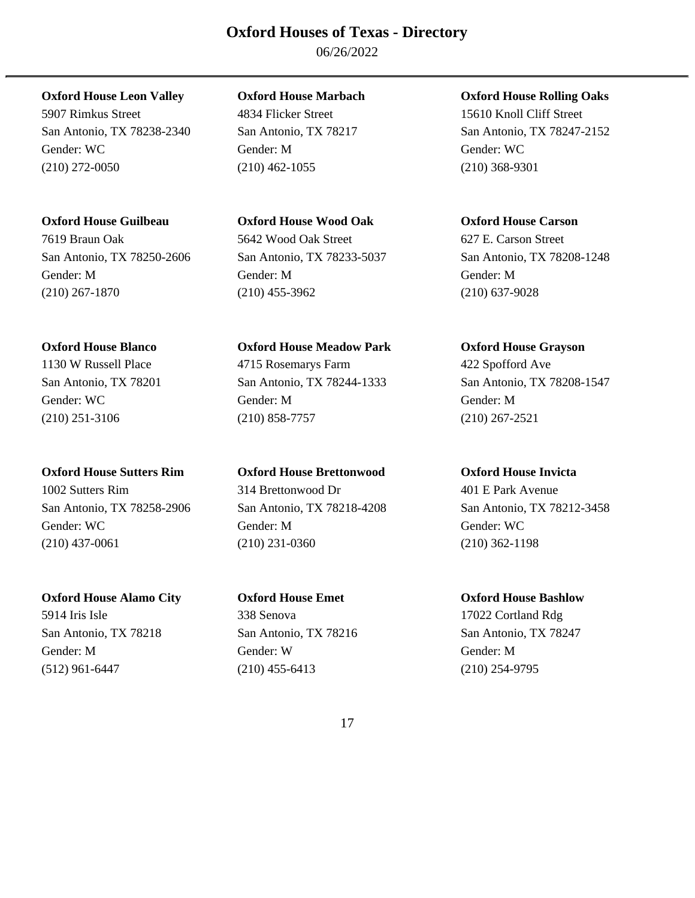**Oxford House Leon Valley**
5907 Rimkus Street
San Antonio, TX 78238-2340
Gender: WC
(210) 272-0050

**Oxford House Marbach**
4834 Flicker Street
San Antonio, TX 78217
Gender: M
(210) 462-1055

**Oxford House Rolling Oaks**
15610 Knoll Cliff Street
San Antonio, TX 78247-2152
Gender: WC
(210) 368-9301

**Oxford House Guilbeau**
7619 Braun Oak
San Antonio, TX 78250-2606
Gender: M
(210) 267-1870

**Oxford House Wood Oak**
5642 Wood Oak Street
San Antonio, TX 78233-5037
Gender: M
(210) 455-3962

**Oxford House Carson**
627 E. Carson Street
San Antonio, TX 78208-1248
Gender: M
(210) 637-9028

**Oxford House Blanco**
1130 W Russell Place
San Antonio, TX 78201
Gender: WC
(210) 251-3106

**Oxford House Meadow Park**
4715 Rosemarys Farm
San Antonio, TX 78244-1333
Gender: M
(210) 858-7757

**Oxford House Grayson**
422 Spofford Ave
San Antonio, TX 78208-1547
Gender: M
(210) 267-2521

**Oxford House Sutters Rim**
1002 Sutters Rim
San Antonio, TX 78258-2906
Gender: WC
(210) 437-0061

**Oxford House Brettonwood**
314 Brettonwood Dr
San Antonio, TX 78218-4208
Gender: M
(210) 231-0360

**Oxford House Invicta**
401 E Park Avenue
San Antonio, TX 78212-3458
Gender: WC
(210) 362-1198

**Oxford House Alamo City**
5914 Iris Isle
San Antonio, TX 78218
Gender: M
(512) 961-6447

**Oxford House Emet**
338 Senova
San Antonio, TX 78216
Gender: W
(210) 455-6413

**Oxford House Bashlow**
17022 Cortland Rdg
San Antonio, TX 78247
Gender: M
(210) 254-9795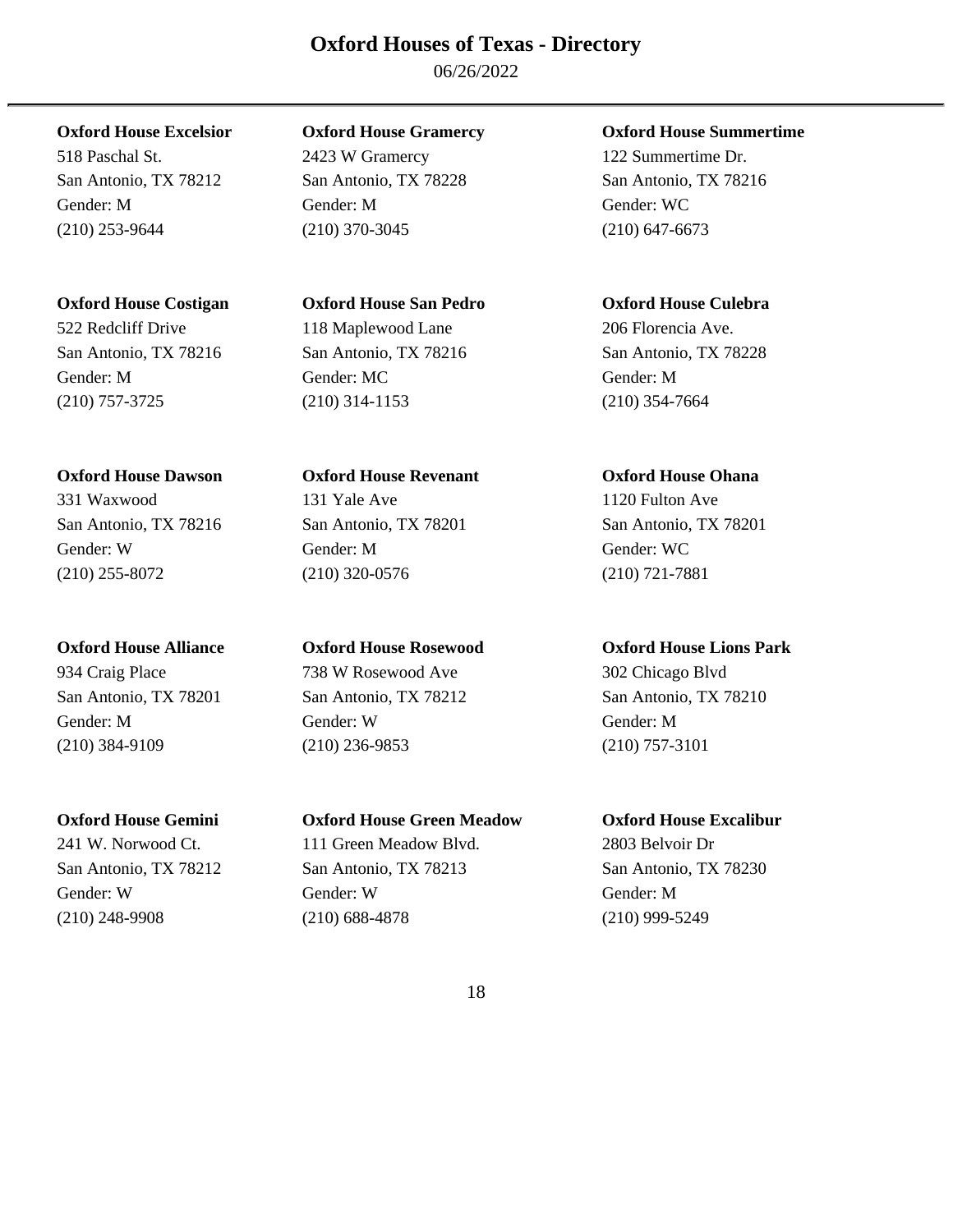# Oxford Houses of Texas - Directory

06/26/2022

---

**Oxford House Excelsior**
518 Paschal St.
San Antonio, TX 78212
Gender: M
(210) 253-9644

**Oxford House Gramercy**
2423 W Gramercy
San Antonio, TX 78228
Gender: M
(210) 370-3045

**Oxford House Summertime**
122 Summertime Dr.
San Antonio, TX 78216
Gender: WC
(210) 647-6673

**Oxford House Costigan**
522 Redcliff Drive
San Antonio, TX 78216
Gender: M
(210) 757-3725

**Oxford House San Pedro**
118 Maplewood Lane
San Antonio, TX 78216
Gender: MC
(210) 314-1153

**Oxford House Culebra**
206 Florencia Ave.
San Antonio, TX 78228
Gender: M
(210) 354-7664

**Oxford House Dawson**
331 Waxwood
San Antonio, TX 78216
Gender: W
(210) 255-8072

**Oxford House Revenant**
131 Yale Ave
San Antonio, TX 78201
Gender: M
(210) 320-0576

**Oxford House Ohana**
1120 Fulton Ave
San Antonio, TX 78201
Gender: WC
(210) 721-7881

**Oxford House Alliance**
934 Craig Place
San Antonio, TX 78201
Gender: M
(210) 384-9109

**Oxford House Rosewood**
738 W Rosewood Ave
San Antonio, TX 78212
Gender: W
(210) 236-9853

**Oxford House Lions Park**
302 Chicago Blvd
San Antonio, TX 78210
Gender: M
(210) 757-3101

**Oxford House Gemini**
241 W. Norwood Ct.
San Antonio, TX 78212
Gender: W
(210) 248-9908

**Oxford House Green Meadow**
111 Green Meadow Blvd.
San Antonio, TX 78213
Gender: W
(210) 688-4878

**Oxford House Excalibur**
2803 Belvoir Dr
San Antonio, TX 78230
Gender: M
(210) 999-5249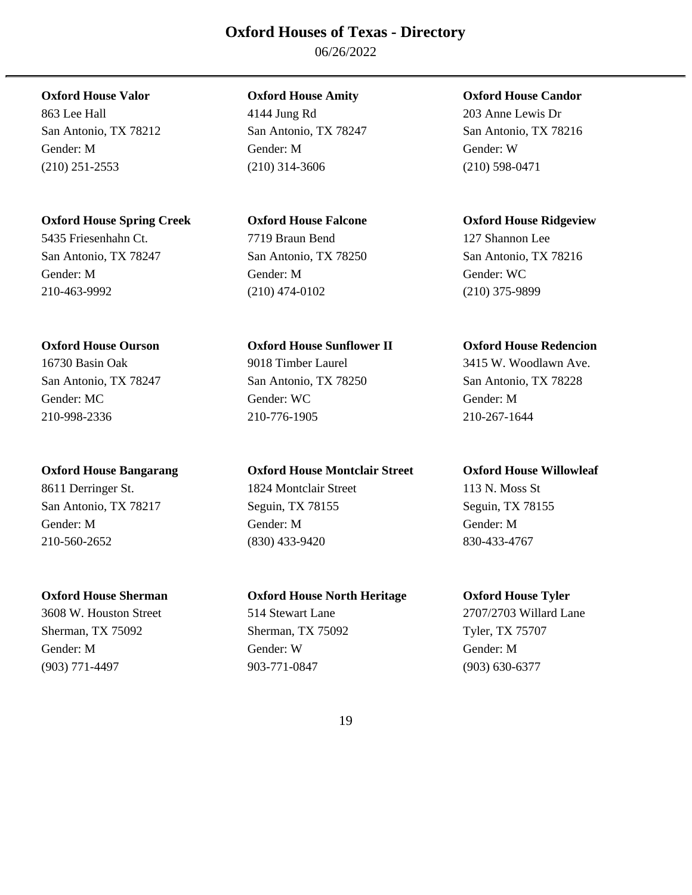# Oxford Houses of Texas - Directory

06/26/2022

**Oxford House Valor**
863 Lee Hall
San Antonio, TX 78212
Gender: M
(210) 251-2553

**Oxford House Amity**
4144 Jung Rd
San Antonio, TX 78247
Gender: M
(210) 314-3606

**Oxford House Candor**
203 Anne Lewis Dr
San Antonio, TX 78216
Gender: W
(210) 598-0471

**Oxford House Spring Creek**
5435 Friesenhahn Ct.
San Antonio, TX 78247
Gender: M
210-463-9992

**Oxford House Falcone**
7719 Braun Bend
San Antonio, TX 78250
Gender: M
(210) 474-0102

**Oxford House Ridgeview**
127 Shannon Lee
San Antonio, TX 78216
Gender: WC
(210) 375-9899

**Oxford House Ourson**
16730 Basin Oak
San Antonio, TX 78247
Gender: MC
210-998-2336

**Oxford House Sunflower II**
9018 Timber Laurel
San Antonio, TX 78250
Gender: WC
210-776-1905

**Oxford House Redencion**
3415 W. Woodlawn Ave.
San Antonio, TX 78228
Gender: M
210-267-1644

**Oxford House Bangarang**
8611 Derringer St.
San Antonio, TX 78217
Gender: M
210-560-2652

**Oxford House Montclair Street**
1824 Montclair Street
Seguin, TX 78155
Gender: M
(830) 433-9420

**Oxford House Willowleaf**
113 N. Moss St
Seguin, TX 78155
Gender: M
830-433-4767

**Oxford House Sherman**
3608 W. Houston Street
Sherman, TX 75092
Gender: M
(903) 771-4497

**Oxford House North Heritage**
514 Stewart Lane
Sherman, TX 75092
Gender: W
903-771-0847

**Oxford House Tyler**
2707/2703 Willard Lane
Tyler, TX 75707
Gender: M
(903) 630-6377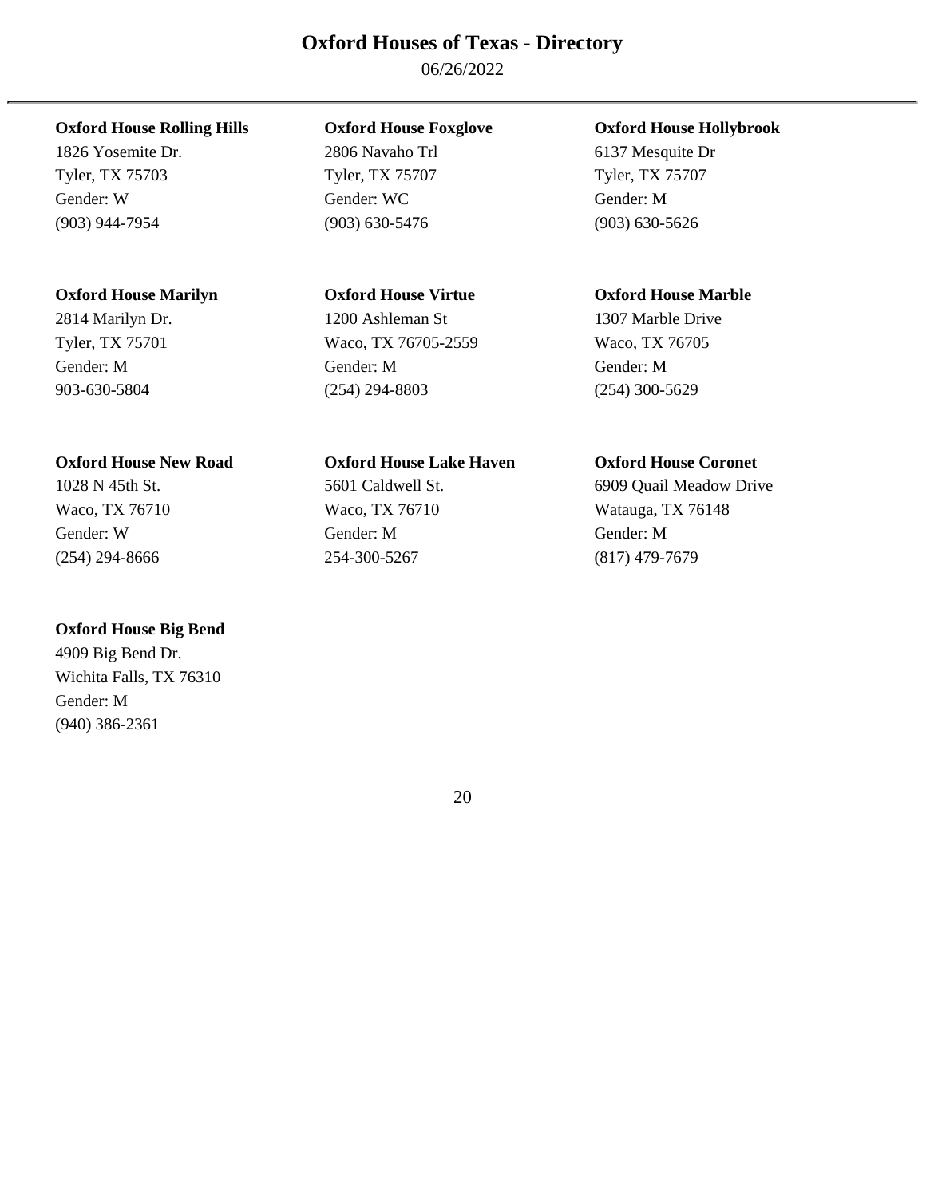# Oxford Houses of Texas - Directory

06/26/2022

**Oxford House Rolling Hills**
1826 Yosemite Dr.
Tyler, TX 75703
Gender: W
(903) 944-7954

**Oxford House Foxglove**
2806 Navaho Trl
Tyler, TX 75707
Gender: WC
(903) 630-5476

**Oxford House Hollybrook**
6137 Mesquite Dr
Tyler, TX 75707
Gender: M
(903) 630-5626

**Oxford House Marilyn**
2814 Marilyn Dr.
Tyler, TX 75701
Gender: M
903-630-5804

**Oxford House Virtue**
1200 Ashleman St
Waco, TX 76705-2559
Gender: M
(254) 294-8803

**Oxford House Marble**
1307 Marble Drive
Waco, TX 76705
Gender: M
(254) 300-5629

**Oxford House New Road**
1028 N 45th St.
Waco, TX 76710
Gender: W
(254) 294-8666

**Oxford House Lake Haven**
5601 Caldwell St.
Waco, TX 76710
Gender: M
254-300-5267

**Oxford House Coronet**
6909 Quail Meadow Drive
Watauga, TX 76148
Gender: M
(817) 479-7679

**Oxford House Big Bend**
4909 Big Bend Dr.
Wichita Falls, TX 76310
Gender: M
(940) 386-2361